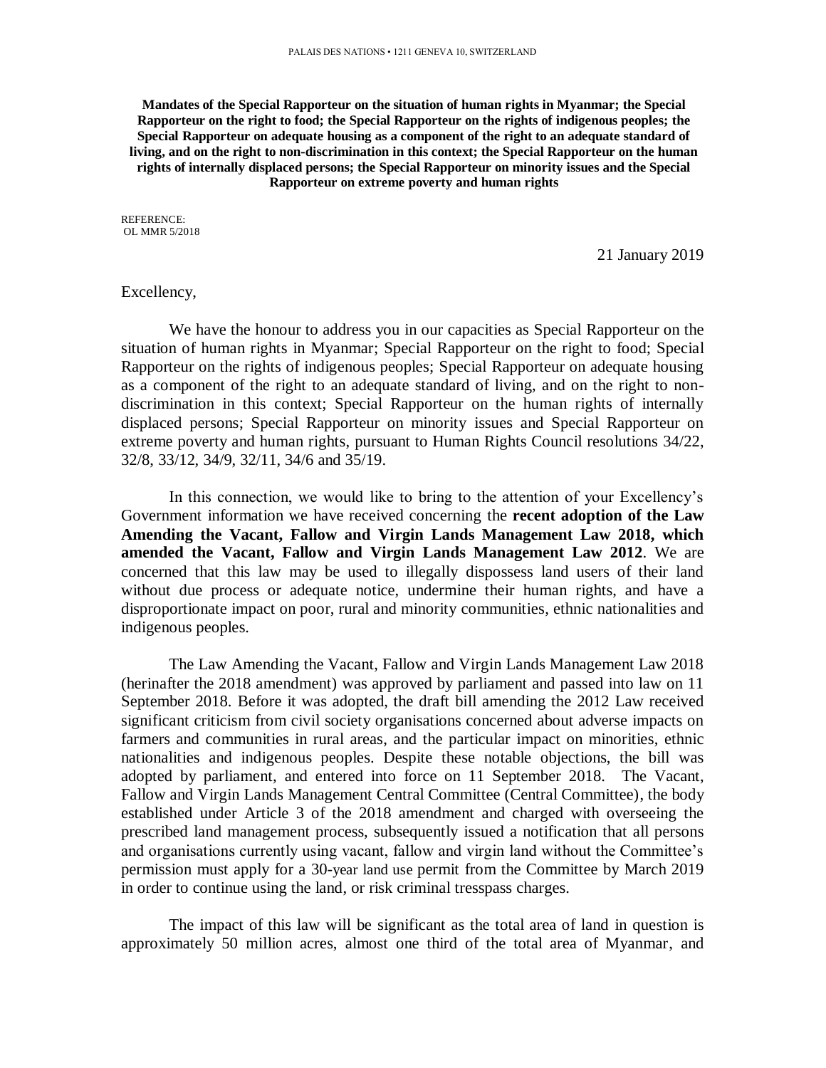PALAIS DES NATIONS • 1211 GENEVA 10, SWITZERLAND

**Mandates of the Special Rapporteur on the situation of human rights in Myanmar; the Special Rapporteur on the right to food; the Special Rapporteur on the rights of indigenous peoples; the Special Rapporteur on adequate housing as a component of the right to an adequate standard of living, and on the right to non-discrimination in this context; the Special Rapporteur on the human rights of internally displaced persons; the Special Rapporteur on minority issues and the Special Rapporteur on extreme poverty and human rights**

REFERENCE:
OL MMR 5/2018

21 January 2019

Excellency,

We have the honour to address you in our capacities as Special Rapporteur on the situation of human rights in Myanmar; Special Rapporteur on the right to food; Special Rapporteur on the rights of indigenous peoples; Special Rapporteur on adequate housing as a component of the right to an adequate standard of living, and on the right to non-discrimination in this context; Special Rapporteur on the human rights of internally displaced persons; Special Rapporteur on minority issues and Special Rapporteur on extreme poverty and human rights, pursuant to Human Rights Council resolutions 34/22, 32/8, 33/12, 34/9, 32/11, 34/6 and 35/19.

In this connection, we would like to bring to the attention of your Excellency's Government information we have received concerning the **recent adoption of the Law Amending the Vacant, Fallow and Virgin Lands Management Law 2018, which amended the Vacant, Fallow and Virgin Lands Management Law 2012**. We are concerned that this law may be used to illegally dispossess land users of their land without due process or adequate notice, undermine their human rights, and have a disproportionate impact on poor, rural and minority communities, ethnic nationalities and indigenous peoples.

The Law Amending the Vacant, Fallow and Virgin Lands Management Law 2018 (herinafter the 2018 amendment) was approved by parliament and passed into law on 11 September 2018. Before it was adopted, the draft bill amending the 2012 Law received significant criticism from civil society organisations concerned about adverse impacts on farmers and communities in rural areas, and the particular impact on minorities, ethnic nationalities and indigenous peoples. Despite these notable objections, the bill was adopted by parliament, and entered into force on 11 September 2018. The Vacant, Fallow and Virgin Lands Management Central Committee (Central Committee), the body established under Article 3 of the 2018 amendment and charged with overseeing the prescribed land management process, subsequently issued a notification that all persons and organisations currently using vacant, fallow and virgin land without the Committee's permission must apply for a 30-year land use permit from the Committee by March 2019 in order to continue using the land, or risk criminal tresspass charges.

The impact of this law will be significant as the total area of land in question is approximately 50 million acres, almost one third of the total area of Myanmar, and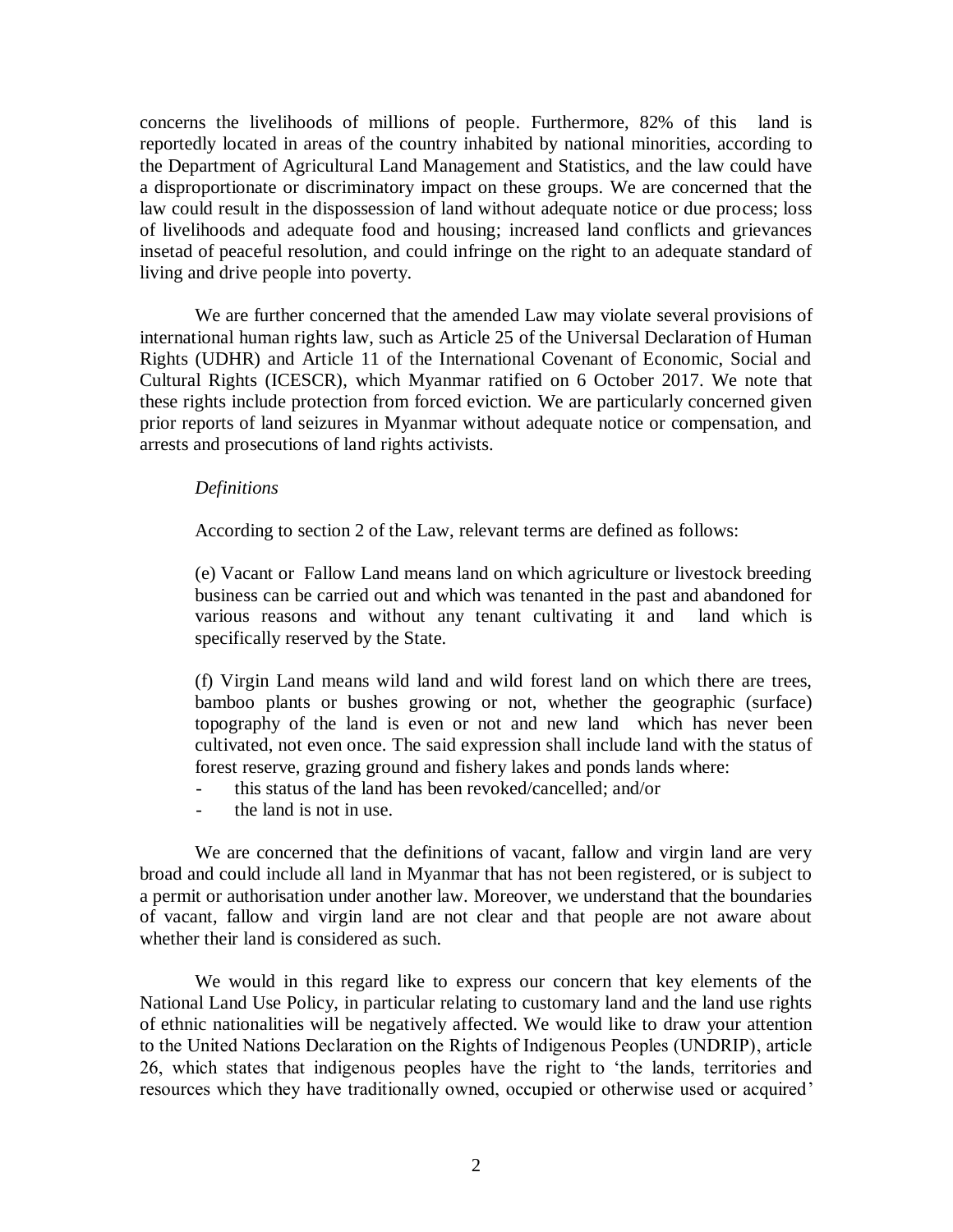concerns the livelihoods of millions of people. Furthermore, 82% of this land is reportedly located in areas of the country inhabited by national minorities, according to the Department of Agricultural Land Management and Statistics, and the law could have a disproportionate or discriminatory impact on these groups. We are concerned that the law could result in the dispossession of land without adequate notice or due process; loss of livelihoods and adequate food and housing; increased land conflicts and grievances insetad of peaceful resolution, and could infringe on the right to an adequate standard of living and drive people into poverty.

We are further concerned that the amended Law may violate several provisions of international human rights law, such as Article 25 of the Universal Declaration of Human Rights (UDHR) and Article 11 of the International Covenant of Economic, Social and Cultural Rights (ICESCR), which Myanmar ratified on 6 October 2017. We note that these rights include protection from forced eviction. We are particularly concerned given prior reports of land seizures in Myanmar without adequate notice or compensation, and arrests and prosecutions of land rights activists.

*Definitions*

According to section 2 of the Law, relevant terms are defined as follows:

> (e) Vacant or Fallow Land means land on which agriculture or livestock breeding business can be carried out and which was tenanted in the past and abandoned for various reasons and without any tenant cultivating it and land which is specifically reserved by the State.
>
> (f) Virgin Land means wild land and wild forest land on which there are trees, bamboo plants or bushes growing or not, whether the geographic (surface) topography of the land is even or not and new land which has never been cultivated, not even once. The said expression shall include land with the status of forest reserve, grazing ground and fishery lakes and ponds lands where:
>
> - this status of the land has been revoked/cancelled; and/or
> - the land is not in use.

We are concerned that the definitions of vacant, fallow and virgin land are very broad and could include all land in Myanmar that has not been registered, or is subject to a permit or authorisation under another law. Moreover, we understand that the boundaries of vacant, fallow and virgin land are not clear and that people are not aware about whether their land is considered as such.

We would in this regard like to express our concern that key elements of the National Land Use Policy, in particular relating to customary land and the land use rights of ethnic nationalities will be negatively affected. We would like to draw your attention to the United Nations Declaration on the Rights of Indigenous Peoples (UNDRIP), article 26, which states that indigenous peoples have the right to 'the lands, territories and resources which they have traditionally owned, occupied or otherwise used or acquired'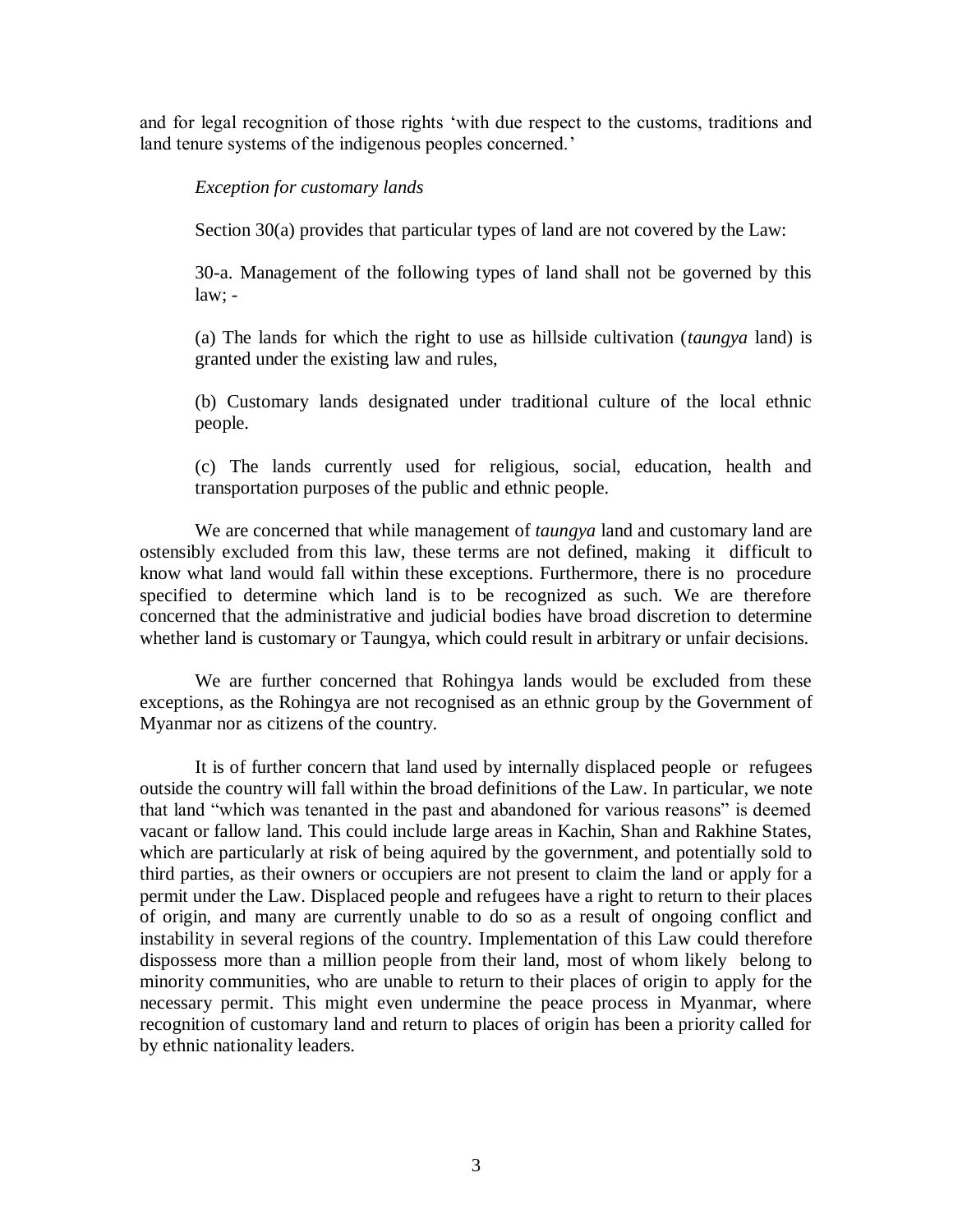and for legal recognition of those rights 'with due respect to the customs, traditions and land tenure systems of the indigenous peoples concerned.'

*Exception for customary lands*

Section 30(a) provides that particular types of land are not covered by the Law:

> 30-a. Management of the following types of land shall not be governed by this law; -
>
> (a) The lands for which the right to use as hillside cultivation (*taungya* land) is granted under the existing law and rules,
>
> (b) Customary lands designated under traditional culture of the local ethnic people.
>
> (c) The lands currently used for religious, social, education, health and transportation purposes of the public and ethnic people.

We are concerned that while management of *taungya* land and customary land are ostensibly excluded from this law, these terms are not defined, making it difficult to know what land would fall within these exceptions. Furthermore, there is no procedure specified to determine which land is to be recognized as such. We are therefore concerned that the administrative and judicial bodies have broad discretion to determine whether land is customary or Taungya, which could result in arbitrary or unfair decisions.

We are further concerned that Rohingya lands would be excluded from these exceptions, as the Rohingya are not recognised as an ethnic group by the Government of Myanmar nor as citizens of the country.

It is of further concern that land used by internally displaced people or refugees outside the country will fall within the broad definitions of the Law. In particular, we note that land "which was tenanted in the past and abandoned for various reasons" is deemed vacant or fallow land. This could include large areas in Kachin, Shan and Rakhine States, which are particularly at risk of being aquired by the government, and potentially sold to third parties, as their owners or occupiers are not present to claim the land or apply for a permit under the Law. Displaced people and refugees have a right to return to their places of origin, and many are currently unable to do so as a result of ongoing conflict and instability in several regions of the country. Implementation of this Law could therefore dispossess more than a million people from their land, most of whom likely belong to minority communities, who are unable to return to their places of origin to apply for the necessary permit. This might even undermine the peace process in Myanmar, where recognition of customary land and return to places of origin has been a priority called for by ethnic nationality leaders.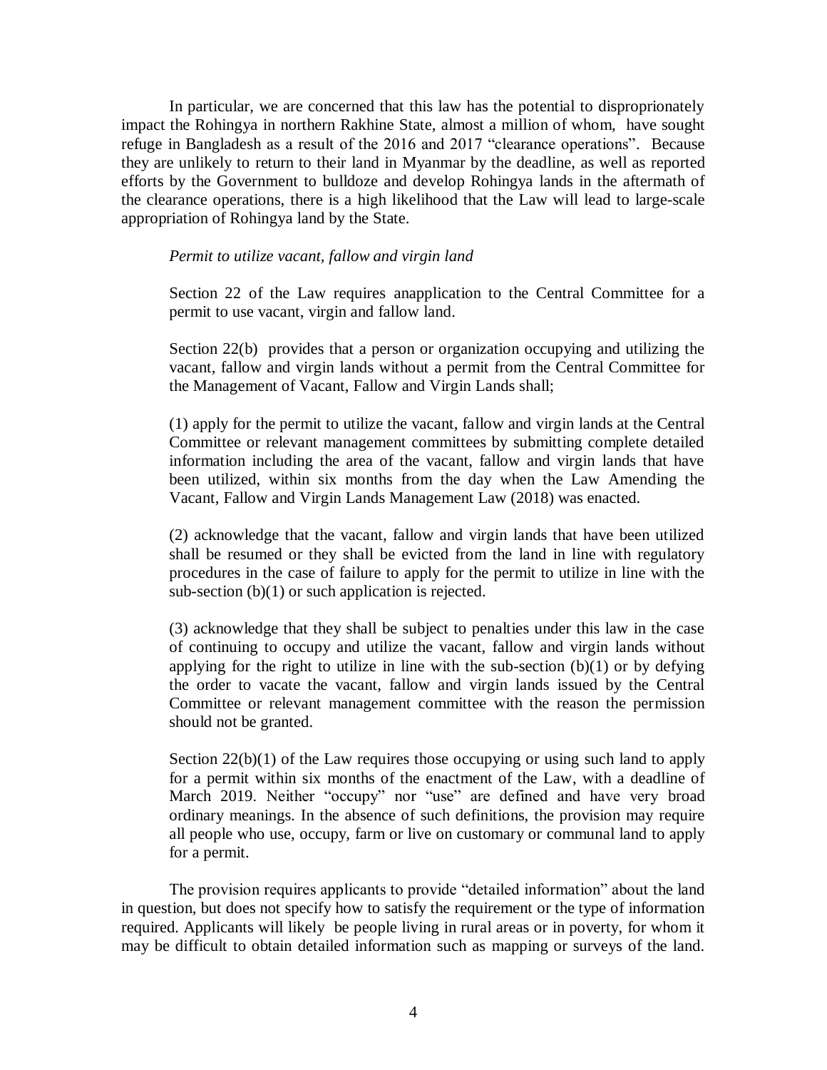In particular, we are concerned that this law has the potential to dispropriontately impact the Rohingya in northern Rakhine State, almost a million of whom, have sought refuge in Bangladesh as a result of the 2016 and 2017 "clearance operations". Because they are unlikely to return to their land in Myanmar by the deadline, as well as reported efforts by the Government to bulldoze and develop Rohingya lands in the aftermath of the clearance operations, there is a high likelihood that the Law will lead to large-scale appropriation of Rohingya land by the State.

*Permit to utilize vacant, fallow and virgin land*

> Section 22 of the Law requires anapplication to the Central Committee for a permit to use vacant, virgin and fallow land.
>
> Section 22(b) provides that a person or organization occupying and utilizing the vacant, fallow and virgin lands without a permit from the Central Committee for the Management of Vacant, Fallow and Virgin Lands shall;
>
> (1) apply for the permit to utilize the vacant, fallow and virgin lands at the Central Committee or relevant management committees by submitting complete detailed information including the area of the vacant, fallow and virgin lands that have been utilized, within six months from the day when the Law Amending the Vacant, Fallow and Virgin Lands Management Law (2018) was enacted.
>
> (2) acknowledge that the vacant, fallow and virgin lands that have been utilized shall be resumed or they shall be evicted from the land in line with regulatory procedures in the case of failure to apply for the permit to utilize in line with the sub-section (b)(1) or such application is rejected.
>
> (3) acknowledge that they shall be subject to penalties under this law in the case of continuing to occupy and utilize the vacant, fallow and virgin lands without applying for the right to utilize in line with the sub-section (b)(1) or by defying the order to vacate the vacant, fallow and virgin lands issued by the Central Committee or relevant management committee with the reason the permission should not be granted.
>
> Section 22(b)(1) of the Law requires those occupying or using such land to apply for a permit within six months of the enactment of the Law, with a deadline of March 2019. Neither "occupy" nor "use" are defined and have very broad ordinary meanings. In the absence of such definitions, the provision may require all people who use, occupy, farm or live on customary or communal land to apply for a permit.

The provision requires applicants to provide "detailed information" about the land in question, but does not specify how to satisfy the requirement or the type of information required. Applicants will likely be people living in rural areas or in poverty, for whom it may be difficult to obtain detailed information such as mapping or surveys of the land.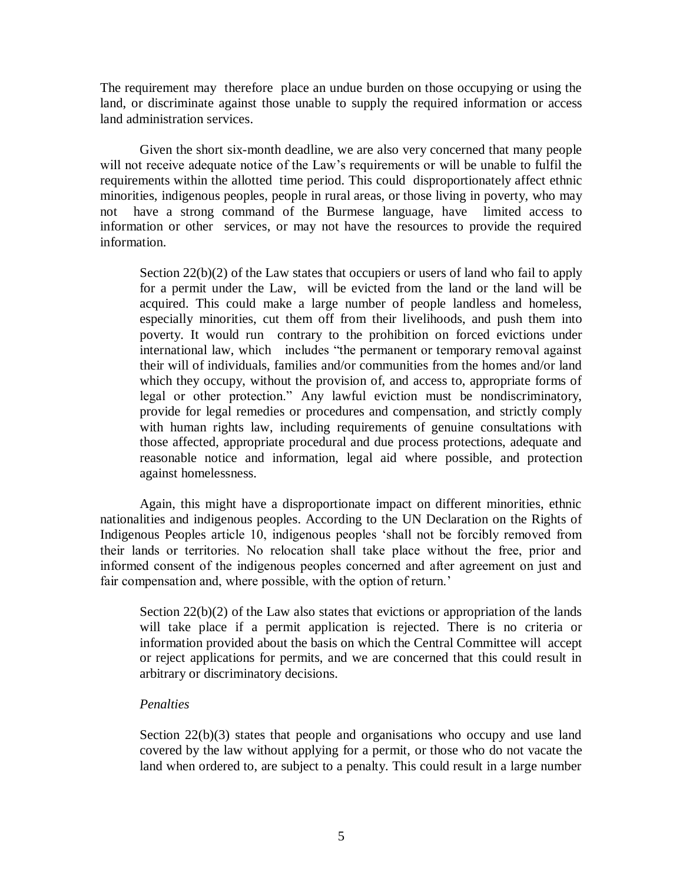The requirement may therefore place an undue burden on those occupying or using the land, or discriminate against those unable to supply the required information or access land administration services.

Given the short six-month deadline, we are also very concerned that many people will not receive adequate notice of the Law's requirements or will be unable to fulfil the requirements within the allotted time period. This could disproportionately affect ethnic minorities, indigenous peoples, people in rural areas, or those living in poverty, who may not have a strong command of the Burmese language, have limited access to information or other services, or may not have the resources to provide the required information.

> Section 22(b)(2) of the Law states that occupiers or users of land who fail to apply for a permit under the Law, will be evicted from the land or the land will be acquired. This could make a large number of people landless and homeless, especially minorities, cut them off from their livelihoods, and push them into poverty. It would run contrary to the prohibition on forced evictions under international law, which includes "the permanent or temporary removal against their will of individuals, families and/or communities from the homes and/or land which they occupy, without the provision of, and access to, appropriate forms of legal or other protection." Any lawful eviction must be nondiscriminatory, provide for legal remedies or procedures and compensation, and strictly comply with human rights law, including requirements of genuine consultations with those affected, appropriate procedural and due process protections, adequate and reasonable notice and information, legal aid where possible, and protection against homelessness.

Again, this might have a disproportionate impact on different minorities, ethnic nationalities and indigenous peoples. According to the UN Declaration on the Rights of Indigenous Peoples article 10, indigenous peoples 'shall not be forcibly removed from their lands or territories. No relocation shall take place without the free, prior and informed consent of the indigenous peoples concerned and after agreement on just and fair compensation and, where possible, with the option of return.'

> Section 22(b)(2) of the Law also states that evictions or appropriation of the lands will take place if a permit application is rejected. There is no criteria or information provided about the basis on which the Central Committee will accept or reject applications for permits, and we are concerned that this could result in arbitrary or discriminatory decisions.

*Penalties*

> Section 22(b)(3) states that people and organisations who occupy and use land covered by the law without applying for a permit, or those who do not vacate the land when ordered to, are subject to a penalty. This could result in a large number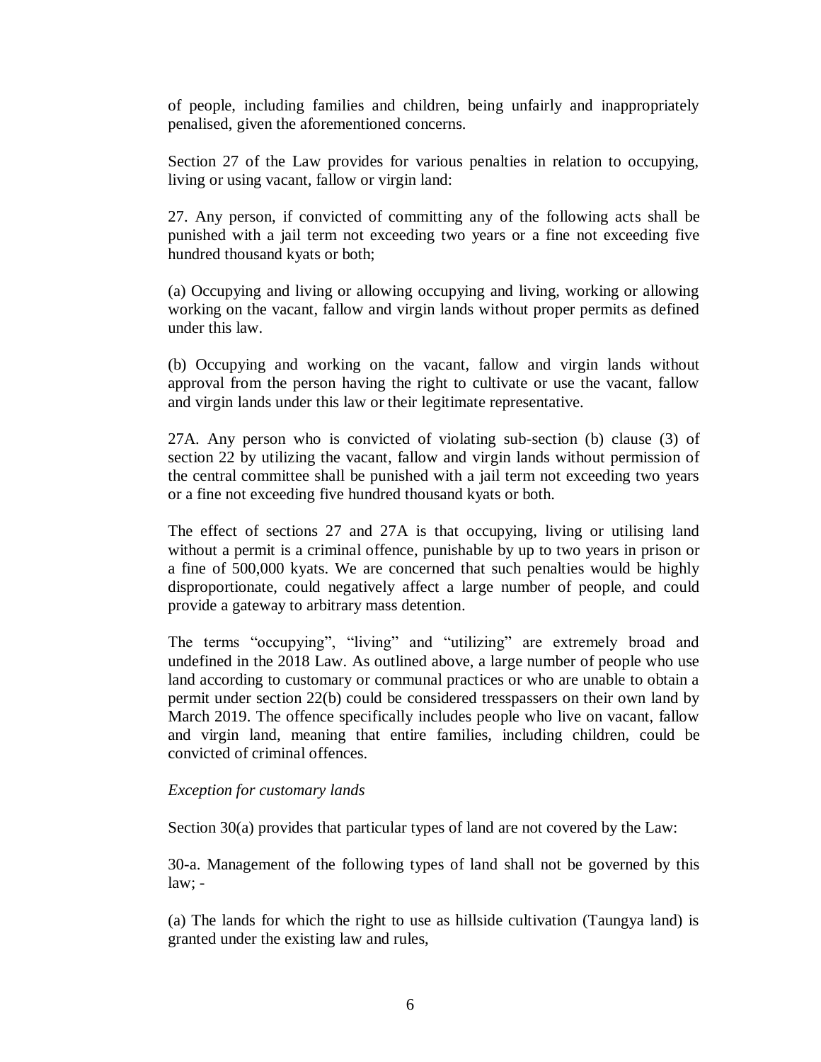of people, including families and children, being unfairly and inappropriately penalised, given the aforementioned concerns.

Section 27 of the Law provides for various penalties in relation to occupying, living or using vacant, fallow or virgin land:

27. Any person, if convicted of committing any of the following acts shall be punished with a jail term not exceeding two years or a fine not exceeding five hundred thousand kyats or both;

(a) Occupying and living or allowing occupying and living, working or allowing working on the vacant, fallow and virgin lands without proper permits as defined under this law.

(b) Occupying and working on the vacant, fallow and virgin lands without approval from the person having the right to cultivate or use the vacant, fallow and virgin lands under this law or their legitimate representative.

27A. Any person who is convicted of violating sub-section (b) clause (3) of section 22 by utilizing the vacant, fallow and virgin lands without permission of the central committee shall be punished with a jail term not exceeding two years or a fine not exceeding five hundred thousand kyats or both.

The effect of sections 27 and 27A is that occupying, living or utilising land without a permit is a criminal offence, punishable by up to two years in prison or a fine of 500,000 kyats. We are concerned that such penalties would be highly disproportionate, could negatively affect a large number of people, and could provide a gateway to arbitrary mass detention.

The terms "occupying", "living" and "utilizing" are extremely broad and undefined in the 2018 Law. As outlined above, a large number of people who use land according to customary or communal practices or who are unable to obtain a permit under section 22(b) could be considered tresspassers on their own land by March 2019. The offence specifically includes people who live on vacant, fallow and virgin land, meaning that entire families, including children, could be convicted of criminal offences.

*Exception for customary lands*

Section 30(a) provides that particular types of land are not covered by the Law:

30-a. Management of the following types of land shall not be governed by this law; -

(a) The lands for which the right to use as hillside cultivation (Taungya land) is granted under the existing law and rules,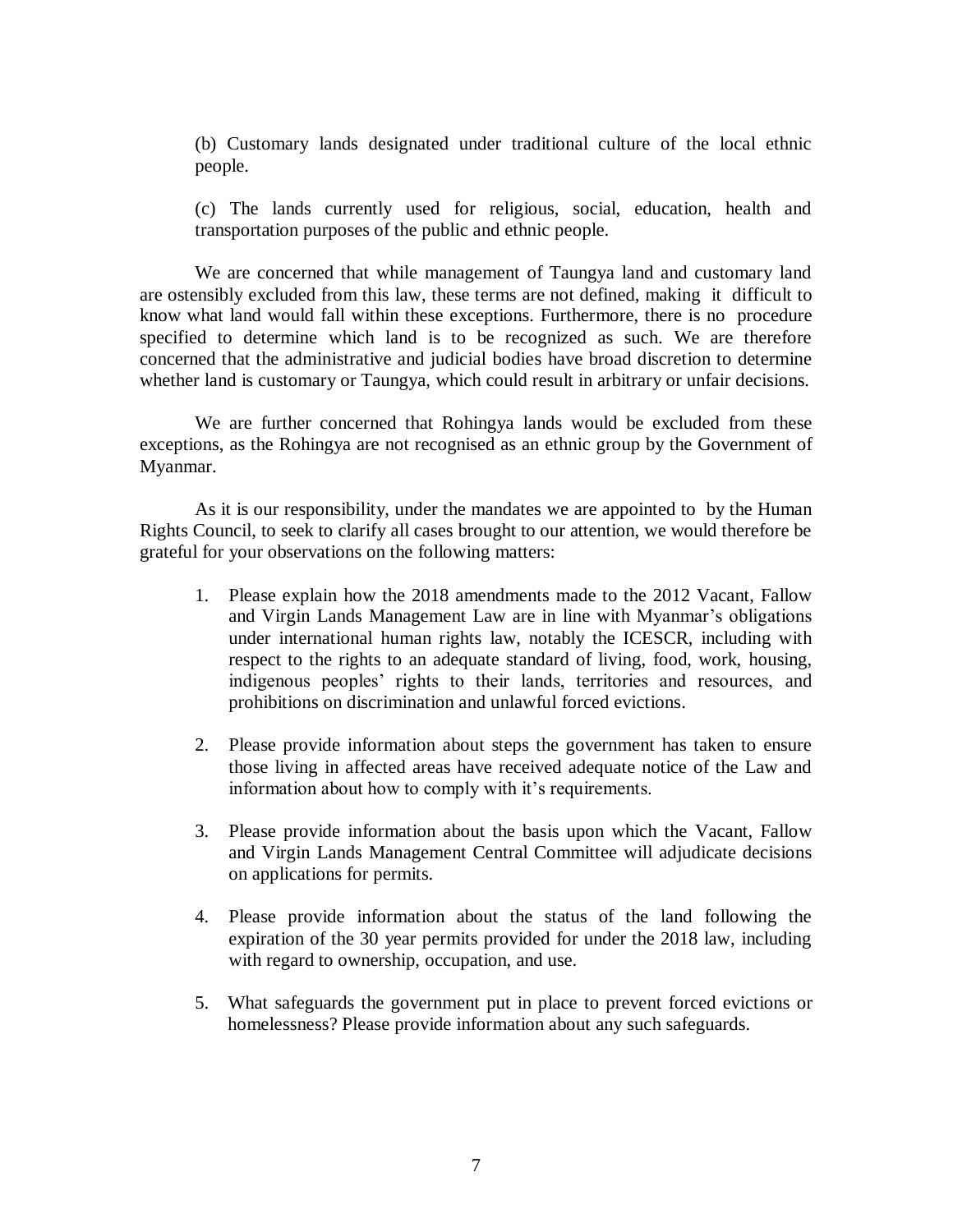(b) Customary lands designated under traditional culture of the local ethnic people.

(c) The lands currently used for religious, social, education, health and transportation purposes of the public and ethnic people.

We are concerned that while management of Taungya land and customary land are ostensibly excluded from this law, these terms are not defined, making it difficult to know what land would fall within these exceptions. Furthermore, there is no procedure specified to determine which land is to be recognized as such. We are therefore concerned that the administrative and judicial bodies have broad discretion to determine whether land is customary or Taungya, which could result in arbitrary or unfair decisions.

We are further concerned that Rohingya lands would be excluded from these exceptions, as the Rohingya are not recognised as an ethnic group by the Government of Myanmar.

As it is our responsibility, under the mandates we are appointed to by the Human Rights Council, to seek to clarify all cases brought to our attention, we would therefore be grateful for your observations on the following matters:

1. Please explain how the 2018 amendments made to the 2012 Vacant, Fallow and Virgin Lands Management Law are in line with Myanmar's obligations under international human rights law, notably the ICESCR, including with respect to the rights to an adequate standard of living, food, work, housing, indigenous peoples' rights to their lands, territories and resources, and prohibitions on discrimination and unlawful forced evictions.

2. Please provide information about steps the government has taken to ensure those living in affected areas have received adequate notice of the Law and information about how to comply with it's requirements.

3. Please provide information about the basis upon which the Vacant, Fallow and Virgin Lands Management Central Committee will adjudicate decisions on applications for permits.

4. Please provide information about the status of the land following the expiration of the 30 year permits provided for under the 2018 law, including with regard to ownership, occupation, and use.

5. What safeguards the government put in place to prevent forced evictions or homelessness? Please provide information about any such safeguards.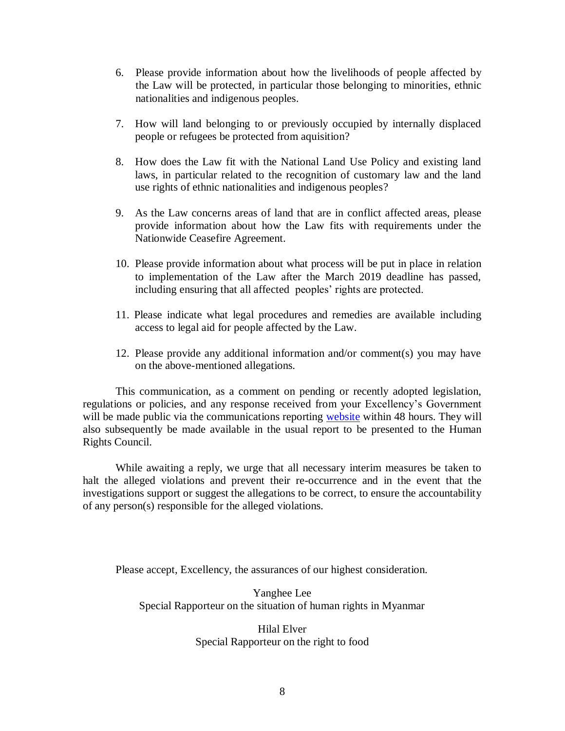6. Please provide information about how the livelihoods of people affected by the Law will be protected, in particular those belonging to minorities, ethnic nationalities and indigenous peoples.

7. How will land belonging to or previously occupied by internally displaced people or refugees be protected from aquisition?

8. How does the Law fit with the National Land Use Policy and existing land laws, in particular related to the recognition of customary law and the land use rights of ethnic nationalities and indigenous peoples?

9. As the Law concerns areas of land that are in conflict affected areas, please provide information about how the Law fits with requirements under the Nationwide Ceasefire Agreement.

10. Please provide information about what process will be put in place in relation to implementation of the Law after the March 2019 deadline has passed, including ensuring that all affected peoples' rights are protected.

11. Please indicate what legal procedures and remedies are available including access to legal aid for people affected by the Law.

12. Please provide any additional information and/or comment(s) you may have on the above-mentioned allegations.

This communication, as a comment on pending or recently adopted legislation, regulations or policies, and any response received from your Excellency's Government will be made public via the communications reporting website within 48 hours. They will also subsequently be made available in the usual report to be presented to the Human Rights Council.

While awaiting a reply, we urge that all necessary interim measures be taken to halt the alleged violations and prevent their re-occurrence and in the event that the investigations support or suggest the allegations to be correct, to ensure the accountability of any person(s) responsible for the alleged violations.

Please accept, Excellency, the assurances of our highest consideration.

Yanghee Lee
Special Rapporteur on the situation of human rights in Myanmar

Hilal Elver
Special Rapporteur on the right to food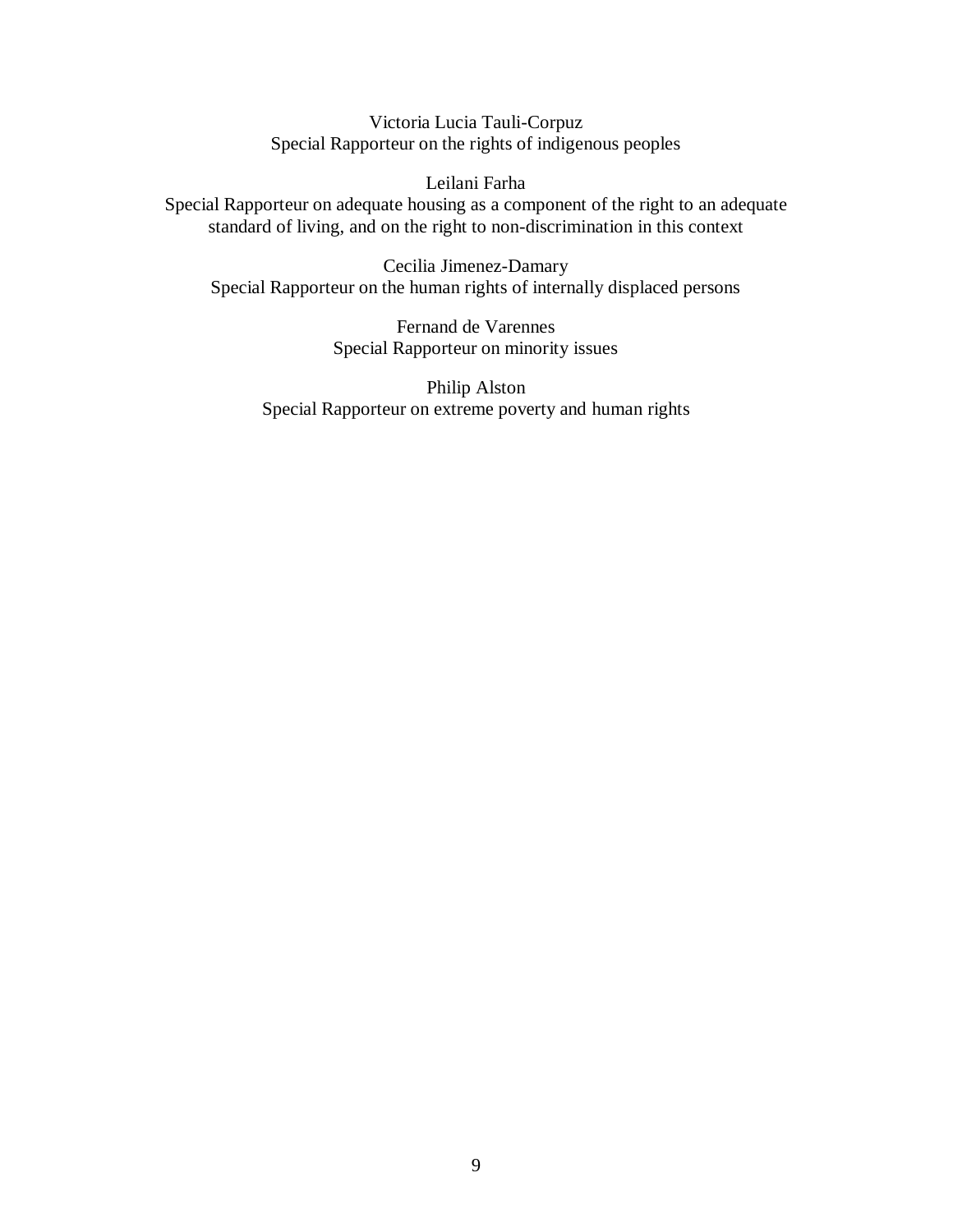Victoria Lucia Tauli-Corpuz
Special Rapporteur on the rights of indigenous peoples

Leilani Farha
Special Rapporteur on adequate housing as a component of the right to an adequate standard of living, and on the right to non-discrimination in this context

Cecilia Jimenez-Damary
Special Rapporteur on the human rights of internally displaced persons

Fernand de Varennes
Special Rapporteur on minority issues

Philip Alston
Special Rapporteur on extreme poverty and human rights